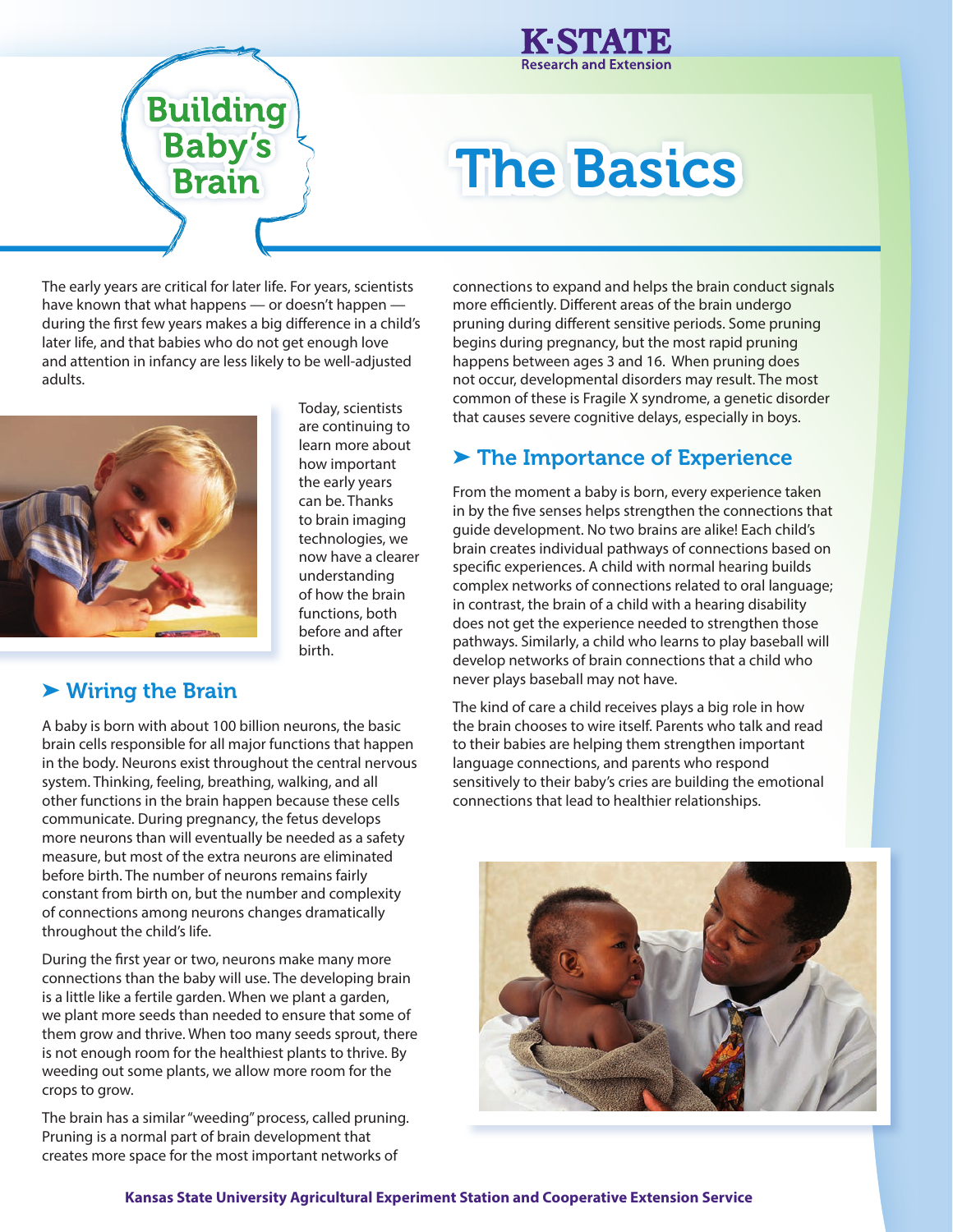# Building Baby's Brain

# The Basics

The early years are critical for later life. For years, scientists have known that what happens — or doesn't happen — during the first few years makes a big difference in a child's later life, and that babies who do not get enough love and attention in infancy are less likely to be well-adjusted adults.

Today, scientists are continuing to learn more about how important the early years can be. Thanks to brain imaging technologies, we now have a clearer understanding of how the brain functions, both before and after birth.

## ➤ Wiring the Brain

A baby is born with about 100 billion neurons, the basic brain cells responsible for all major functions that happen in the body. Neurons exist throughout the central nervous system. Thinking, feeling, breathing, walking, and all other functions in the brain happen because these cells communicate. During pregnancy, the fetus develops more neurons than will eventually be needed as a safety measure, but most of the extra neurons are eliminated before birth. The number of neurons remains fairly constant from birth on, but the number and complexity of connections among neurons changes dramatically throughout the child's life.

During the first year or two, neurons make many more connections than the baby will use. The developing brain is a little like a fertile garden. When we plant a garden, we plant more seeds than needed to ensure that some of them grow and thrive. When too many seeds sprout, there is not enough room for the healthiest plants to thrive. By weeding out some plants, we allow more room for the crops to grow.

The brain has a similar "weeding" process, called pruning. Pruning is a normal part of brain development that creates more space for the most important networks of connections to expand and helps the brain conduct signals more efficiently. Different areas of the brain undergo pruning during different sensitive periods. Some pruning begins during pregnancy, but the most rapid pruning happens between ages 3 and 16. When pruning does not occur, developmental disorders may result. The most common of these is Fragile X syndrome, a genetic disorder that causes severe cognitive delays, especially in boys.

## ➤ The Importance of Experience

From the moment a baby is born, every experience taken in by the five senses helps strengthen the connections that guide development. No two brains are alike! Each child's brain creates individual pathways of connections based on specific experiences. A child with normal hearing builds complex networks of connections related to oral language; in contrast, the brain of a child with a hearing disability does not get the experience needed to strengthen those pathways. Similarly, a child who learns to play baseball will develop networks of brain connections that a child who never plays baseball may not have.

The kind of care a child receives plays a big role in how the brain chooses to wire itself. Parents who talk and read to their babies are helping them strengthen important language connections, and parents who respond sensitively to their baby's cries are building the emotional connections that lead to healthier relationships.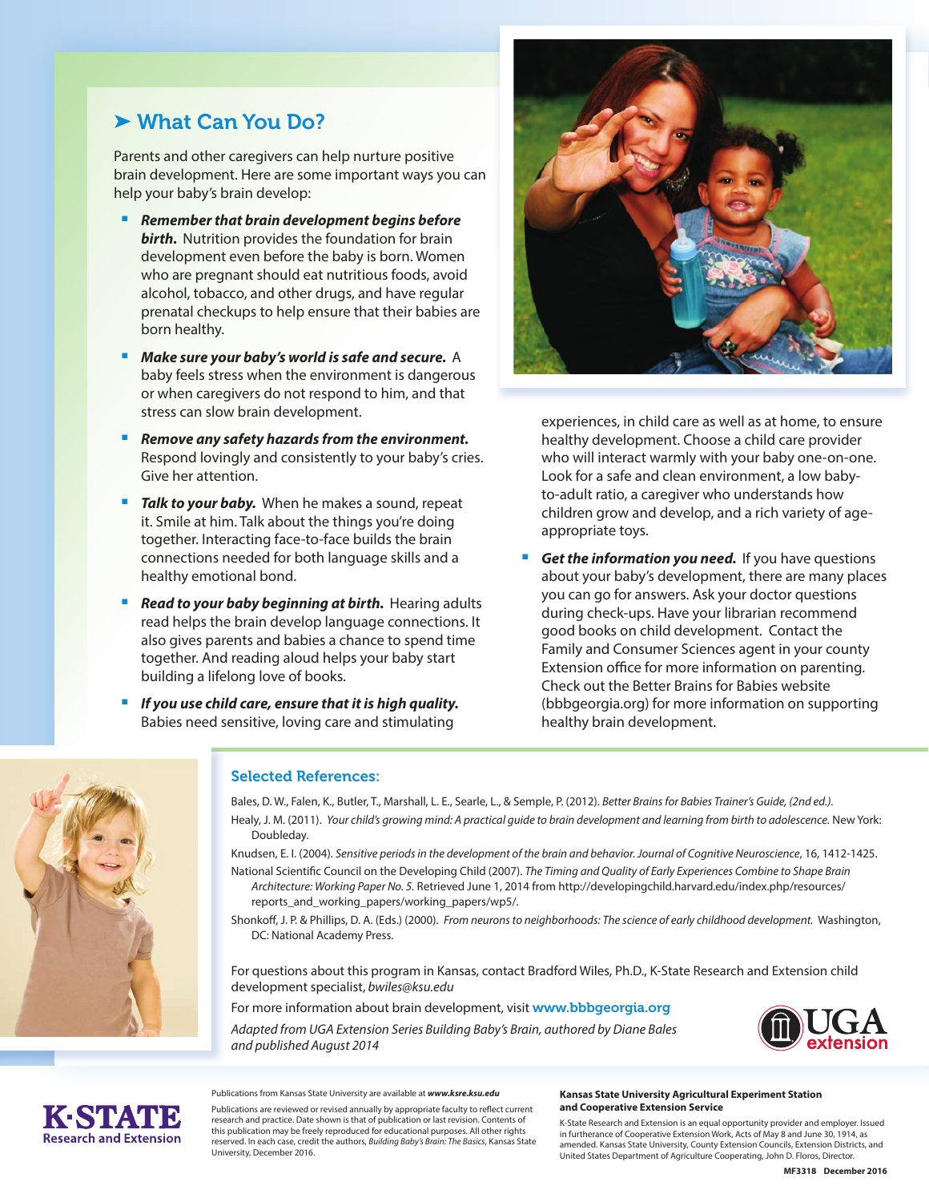## ➤ What Can You Do?

Parents and other caregivers can help nurture positive brain development. Here are some important ways you can help your baby's brain develop:

- ***Remember that brain development begins before birth.*** Nutrition provides the foundation for brain development even before the baby is born. Women who are pregnant should eat nutritious foods, avoid alcohol, tobacco, and other drugs, and have regular prenatal checkups to help ensure that their babies are born healthy.
- ***Make sure your baby's world is safe and secure.*** A baby feels stress when the environment is dangerous or when caregivers do not respond to him, and that stress can slow brain development.
- ***Remove any safety hazards from the environment.*** Respond lovingly and consistently to your baby's cries. Give her attention.
- ***Talk to your baby.*** When he makes a sound, repeat it. Smile at him. Talk about the things you're doing together. Interacting face-to-face builds the brain connections needed for both language skills and a healthy emotional bond.
- ***Read to your baby beginning at birth.*** Hearing adults read helps the brain develop language connections. It also gives parents and babies a chance to spend time together. And reading aloud helps your baby start building a lifelong love of books.
- ***If you use child care, ensure that it is high quality.*** Babies need sensitive, loving care and stimulating experiences, in child care as well as at home, to ensure healthy development. Choose a child care provider who will interact warmly with your baby one-on-one. Look for a safe and clean environment, a low baby-to-adult ratio, a caregiver who understands how children grow and develop, and a rich variety of age-appropriate toys.
- ***Get the information you need.*** If you have questions about your baby's development, there are many places you can go for answers. Ask your doctor questions during check-ups. Have your librarian recommend good books on child development. Contact the Family and Consumer Sciences agent in your county Extension office for more information on parenting. Check out the Better Brains for Babies website (bbbgeorgia.org) for more information on supporting healthy brain development.

### Selected References:

Bales, D. W., Falen, K., Butler, T., Marshall, L. E., Searle, L., & Semple, P. (2012). *Better Brains for Babies Trainer's Guide, (2nd ed.)*.

Healy, J. M. (2011). *Your child's growing mind: A practical guide to brain development and learning from birth to adolescence.* New York: Doubleday.

Knudsen, E. I. (2004). *Sensitive periods in the development of the brain and behavior. Journal of Cognitive Neuroscience*, 16, 1412-1425.

National Scientific Council on the Developing Child (2007). *The Timing and Quality of Early Experiences Combine to Shape Brain Architecture: Working Paper No. 5*. Retrieved June 1, 2014 from http://developingchild.harvard.edu/index.php/resources/reports_and_working_papers/working_papers/wp5/.

Shonkoff, J. P. & Phillips, D. A. (Eds.) (2000). *From neurons to neighborhoods: The science of early childhood development.* Washington, DC: National Academy Press.

For questions about this program in Kansas, contact Bradford Wiles, Ph.D., K-State Research and Extension child development specialist, *bwiles@ksu.edu*

For more information about brain development, visit **www.bbbgeorgia.org**

*Adapted from UGA Extension Series Building Baby's Brain, authored by Diane Bales and published August 2014*

UGA extension

K·STATE Research and Extension

Publications from Kansas State University are available at ***www.ksre.ksu.edu***

Publications are reviewed or revised annually by appropriate faculty to reflect current research and practice. Date shown is that of publication or last revision. Contents of this publication may be freely reproduced for educational purposes. All other rights reserved. In each case, credit the authors, *Building Baby's Brain: The Basics*, Kansas State University, December 2016.

**Kansas State University Agricultural Experiment Station and Cooperative Extension Service**

K-State Research and Extension is an equal opportunity provider and employer. Issued in furtherance of Cooperative Extension Work, Acts of May 8 and June 30, 1914, as amended. Kansas State University, County Extension Councils, Extension Districts, and United States Department of Agriculture Cooperating, John D. Floros, Director.

**MF3318 December 2016**